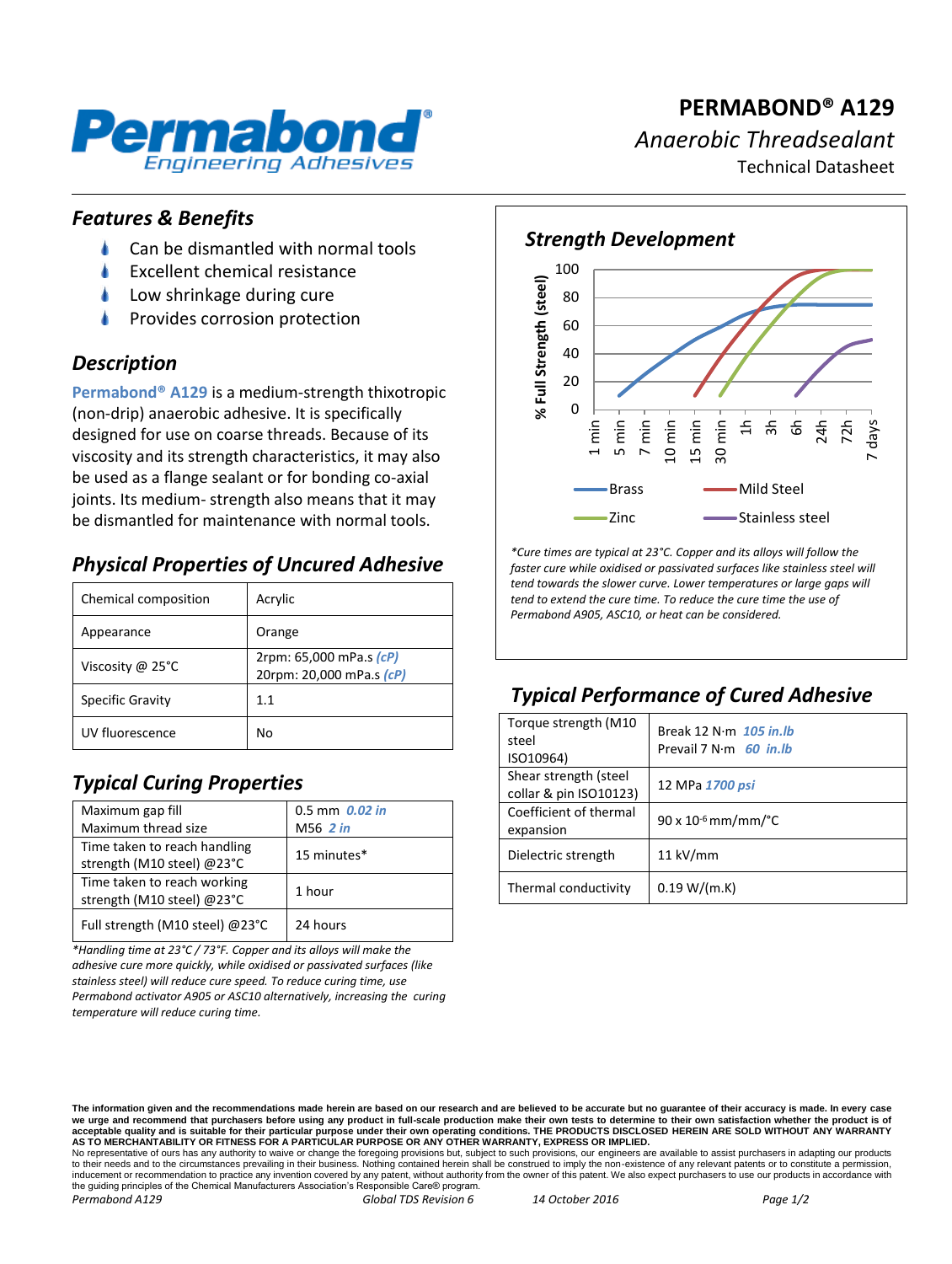# PERMABOND® A129

*Anaerobic Threadsealant*

Technical Datasheet

## *Features & Benefits*

- Can be dismantled with normal tools
- Excellent chemical resistance
- Low shrinkage during cure
- Provides corrosion protection

## *Description*

Permabond® A129 is a medium-strength thixotropic (non-drip) anaerobic adhesive. It is specifically designed for use on coarse threads. Because of its viscosity and its strength characteristics, it may also be used as a flange sealant or for bonding co-axial joints. Its medium- strength also means that it may be dismantled for maintenance with normal tools.

## *Physical Properties of Uncured Adhesive*

| Chemical composition | Acrylic |
|---|---|
| Appearance | Orange |
| Viscosity @ 25°C | 2rpm: 65,000 mPa.s *(cP)*<br>20rpm: 20,000 mPa.s *(cP)* |
| Specific Gravity | 1.1 |
| UV fluorescence | No |

## *Typical Curing Properties*

| Maximum gap fill<br>Maximum thread size | 0.5 mm *0.02 in*<br>M56 *2 in* |
|---|---|
| Time taken to reach handling strength (M10 steel) @23°C | 15 minutes* |
| Time taken to reach working strength (M10 steel) @23°C | 1 hour |
| Full strength (M10 steel) @23°C | 24 hours |

*\*Handling time at 23°C / 73°F. Copper and its alloys will make the adhesive cure more quickly, while oxidised or passivated surfaces (like stainless steel) will reduce cure speed. To reduce curing time, use Permabond activator A905 or ASC10 alternatively, increasing the curing temperature will reduce curing time.*

## *Strength Development*

*\*Cure times are typical at 23°C. Copper and its alloys will follow the faster cure while oxidised or passivated surfaces like stainless steel will tend towards the slower curve. Lower temperatures or large gaps will tend to extend the cure time. To reduce the cure time the use of Permabond A905, ASC10, or heat can be considered.*

## *Typical Performance of Cured Adhesive*

| Torque strength (M10 steel ISO10964) | Break 12 N·m *105 in.lb*<br>Prevail 7 N·m *60 in.lb* |
|---|---|
| Shear strength (steel collar & pin ISO10123) | 12 MPa *1700 psi* |
| Coefficient of thermal expansion | 90 x $10^{-6}$ mm/mm/°C |
| Dielectric strength | 11 kV/mm |
| Thermal conductivity | 0.19 W/(m.K) |

**The information given and the recommendations made herein are based on our research and are believed to be accurate but no guarantee of their accuracy is made. In every case we urge and recommend that purchasers before using any product in full-scale production make their own tests to determine to their own satisfaction whether the product is of acceptable quality and is suitable for their particular purpose under their own operating conditions. THE PRODUCTS DISCLOSED HEREIN ARE SOLD WITHOUT ANY WARRANTY AS TO MERCHANTABILITY OR FITNESS FOR A PARTICULAR PURPOSE OR ANY OTHER WARRANTY, EXPRESS OR IMPLIED.**

No representative of ours has any authority to waive or change the foregoing provisions but, subject to such provisions, our engineers are available to assist purchasers in adapting our products to their needs and to the circumstances prevailing in their business. Nothing contained herein shall be construed to imply the non-existence of any relevant patents or to constitute a permission, inducement or recommendation to practice any invention covered by any patent, without authority from the owner of this patent. We also expect purchasers to use our products in accordance with the guiding principles of the Chemical Manufacturers Association's Responsible Care® program.

*Permabond A129 Global TDS Revision 6 14 October 2016*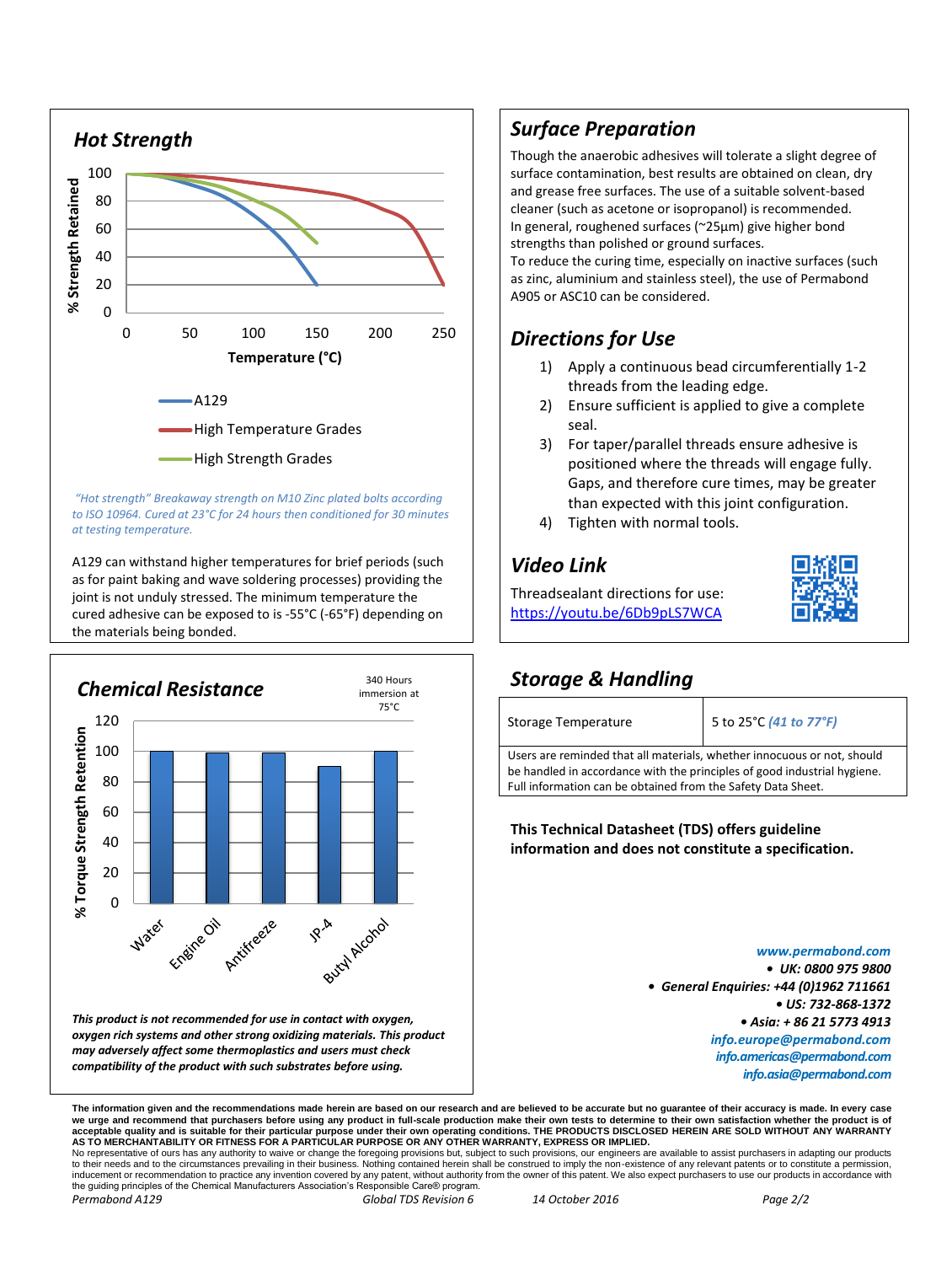## Hot Strength

% Strength Retained

100
80
60
40
20
0

0 50 100 150 200 250

Temperature (°C)

A129
High Temperature Grades
High Strength Grades

*"Hot strength" Breakaway strength on M10 Zinc plated bolts according to ISO 10964. Cured at 23°C for 24 hours then conditioned for 30 minutes at testing temperature.*

A129 can withstand higher temperatures for brief periods (such as for paint baking and wave soldering processes) providing the joint is not unduly stressed. The minimum temperature the cured adhesive can be exposed to is -55°C (-65°F) depending on the materials being bonded.

## Chemical Resistance

340 Hours immersion at 75°C

% Torque Strength Retention

120
100
80
60
40
20
0

Water
Engine Oil
Antifreeze
JP-4
Butyl Alcohol

***This product is not recommended for use in contact with oxygen, oxygen rich systems and other strong oxidizing materials. This product may adversely affect some thermoplastics and users must check compatibility of the product with such substrates before using.***

## Surface Preparation

Though the anaerobic adhesives will tolerate a slight degree of surface contamination, best results are obtained on clean, dry and grease free surfaces. The use of a suitable solvent-based cleaner (such as acetone or isopropanol) is recommended.
In general, roughened surfaces (~25µm) give higher bond strengths than polished or ground surfaces.
To reduce the curing time, especially on inactive surfaces (such as zinc, aluminium and stainless steel), the use of Permabond A905 or ASC10 can be considered.

## Directions for Use

1) Apply a continuous bead circumferentially 1-2 threads from the leading edge.
2) Ensure sufficient is applied to give a complete seal.
3) For taper/parallel threads ensure adhesive is positioned where the threads will engage fully. Gaps, and therefore cure times, may be greater than expected with this joint configuration.
4) Tighten with normal tools.

## Video Link

Threadsealant directions for use:
https://youtu.be/6Db9pLS7WCA

## Storage & Handling

| | |
|---|---|
| Storage Temperature | 5 to 25°C *(41 to 77°F)* |
| Users are reminded that all materials, whether innocuous or not, should be handled in accordance with the principles of good industrial hygiene. Full information can be obtained from the Safety Data Sheet. | |

**This Technical Datasheet (TDS) offers guideline information and does not constitute a specification.**

***www.permabond.com***
***• UK: 0800 975 9800***
***• General Enquiries: +44 (0)1962 711661***
***• US: 732-868-1372***
***• Asia: + 86 21 5773 4913***
***info.europe@permabond.com***
***info.americas@permabond.com***
***info.asia@permabond.com***

**The information given and the recommendations made herein are based on our research and are believed to be accurate but no guarantee of their accuracy is made. In every case we urge and recommend that purchasers before using any product in full-scale production make their own tests to determine to their own satisfaction whether the product is of acceptable quality and is suitable for their particular purpose under their own operating conditions. THE PRODUCTS DISCLOSED HEREIN ARE SOLD WITHOUT ANY WARRANTY AS TO MERCHANTABILITY OR FITNESS FOR A PARTICULAR PURPOSE OR ANY OTHER WARRANTY, EXPRESS OR IMPLIED.**
No representative of ours has any authority to waive or change the foregoing provisions but, subject to such provisions, our engineers are available to assist purchasers in adapting our products to their needs and to the circumstances prevailing in their business. Nothing contained herein shall be construed to imply the non-existence of any relevant patents or to constitute a permission, inducement or recommendation to practice any invention covered by any patent, without authority from the owner of this patent. We also expect purchasers to use our products in accordance with the guiding principles of the Chemical Manufacturers Association's Responsible Care® program.

*Permabond A129 Global TDS Revision 6 14 October 2016*